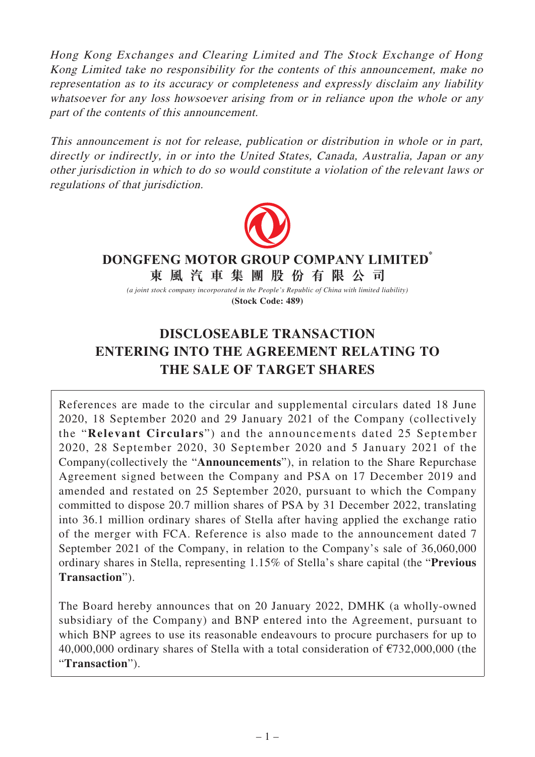*Hong Kong Exchanges and Clearing Limited and The Stock Exchange of Hong Kong Limited take no responsibility for the contents of this announcement, make no representation as to its accuracy or completeness and expressly disclaim any liability whatsoever for any loss howsoever arising from or in reliance upon the whole or any part of the contents of this announcement.*

*This announcement is not for release, publication or distribution in whole or in part, directly or indirectly, in or into the United States, Canada, Australia, Japan or any other jurisdiction in which to do so would constitute a violation of the relevant laws or regulations of that jurisdiction.*

**DONGFENG MOTOR GROUP COMPANY LIMITED***

**東風汽車集團股份有限公司**

*(a joint stock company incorporated in the People's Republic of China with limited liability)*

**(Stock Code: 489)**

# DISCLOSEABLE TRANSACTION ENTERING INTO THE AGREEMENT RELATING TO THE SALE OF TARGET SHARES

References are made to the circular and supplemental circulars dated 18 June 2020, 18 September 2020 and 29 January 2021 of the Company (collectively the "**Relevant Circulars**") and the announcements dated 25 September 2020, 28 September 2020, 30 September 2020 and 5 January 2021 of the Company(collectively the "**Announcements**"), in relation to the Share Repurchase Agreement signed between the Company and PSA on 17 December 2019 and amended and restated on 25 September 2020, pursuant to which the Company committed to dispose 20.7 million shares of PSA by 31 December 2022, translating into 36.1 million ordinary shares of Stella after having applied the exchange ratio of the merger with FCA. Reference is also made to the announcement dated 7 September 2021 of the Company, in relation to the Company's sale of 36,060,000 ordinary shares in Stella, representing 1.15% of Stella's share capital (the "**Previous Transaction**").

The Board hereby announces that on 20 January 2022, DMHK (a wholly-owned subsidiary of the Company) and BNP entered into the Agreement, pursuant to which BNP agrees to use its reasonable endeavours to procure purchasers for up to 40,000,000 ordinary shares of Stella with a total consideration of €732,000,000 (the "**Transaction**").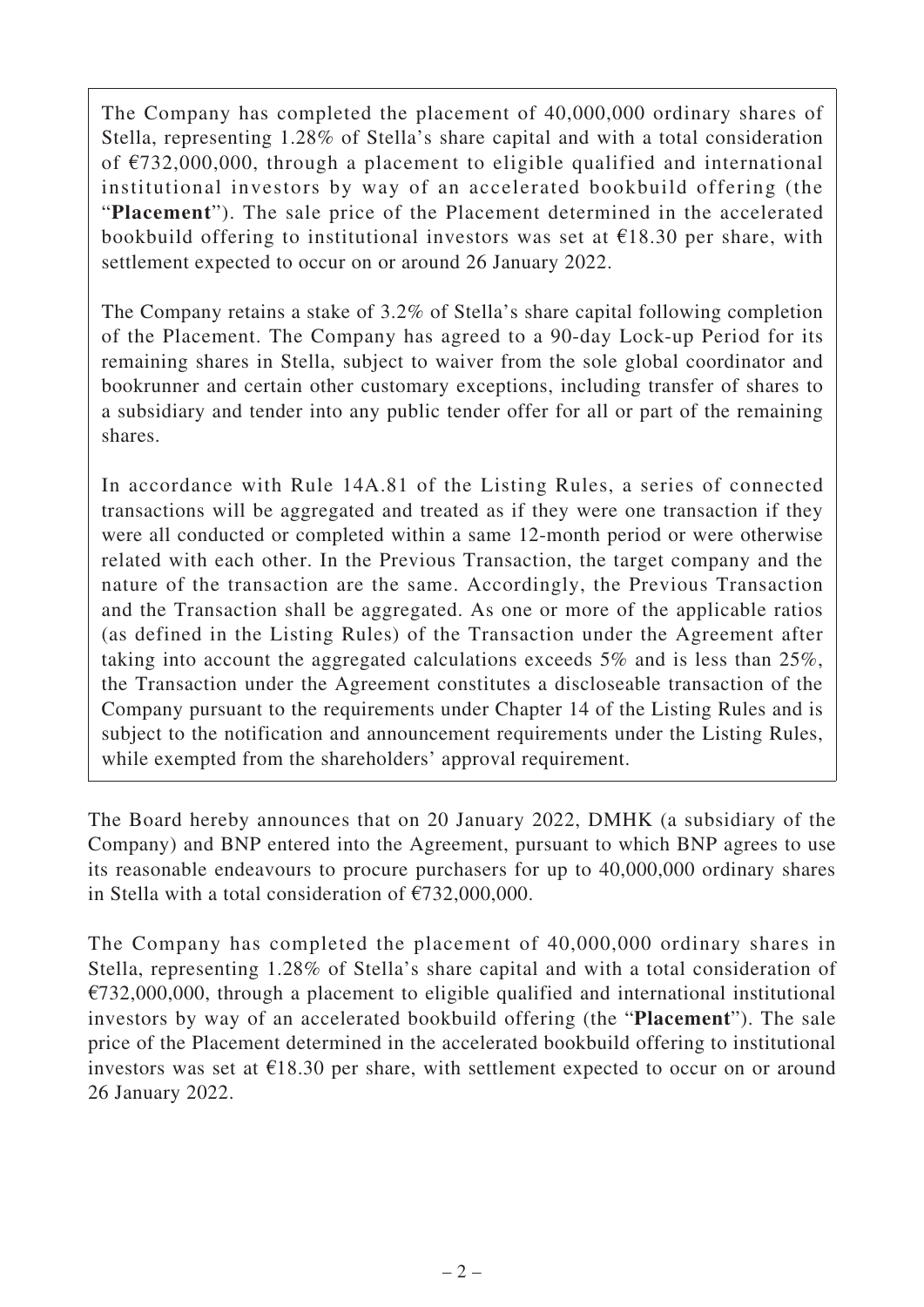The Company has completed the placement of 40,000,000 ordinary shares of Stella, representing 1.28% of Stella's share capital and with a total consideration of €732,000,000, through a placement to eligible qualified and international institutional investors by way of an accelerated bookbuild offering (the "**Placement**"). The sale price of the Placement determined in the accelerated bookbuild offering to institutional investors was set at €18.30 per share, with settlement expected to occur on or around 26 January 2022.

The Company retains a stake of 3.2% of Stella's share capital following completion of the Placement. The Company has agreed to a 90-day Lock-up Period for its remaining shares in Stella, subject to waiver from the sole global coordinator and bookrunner and certain other customary exceptions, including transfer of shares to a subsidiary and tender into any public tender offer for all or part of the remaining shares.

In accordance with Rule 14A.81 of the Listing Rules, a series of connected transactions will be aggregated and treated as if they were one transaction if they were all conducted or completed within a same 12-month period or were otherwise related with each other. In the Previous Transaction, the target company and the nature of the transaction are the same. Accordingly, the Previous Transaction and the Transaction shall be aggregated. As one or more of the applicable ratios (as defined in the Listing Rules) of the Transaction under the Agreement after taking into account the aggregated calculations exceeds 5% and is less than 25%, the Transaction under the Agreement constitutes a discloseable transaction of the Company pursuant to the requirements under Chapter 14 of the Listing Rules and is subject to the notification and announcement requirements under the Listing Rules, while exempted from the shareholders' approval requirement.

The Board hereby announces that on 20 January 2022, DMHK (a subsidiary of the Company) and BNP entered into the Agreement, pursuant to which BNP agrees to use its reasonable endeavours to procure purchasers for up to 40,000,000 ordinary shares in Stella with a total consideration of €732,000,000.

The Company has completed the placement of 40,000,000 ordinary shares in Stella, representing 1.28% of Stella's share capital and with a total consideration of €732,000,000, through a placement to eligible qualified and international institutional investors by way of an accelerated bookbuild offering (the "**Placement**"). The sale price of the Placement determined in the accelerated bookbuild offering to institutional investors was set at €18.30 per share, with settlement expected to occur on or around 26 January 2022.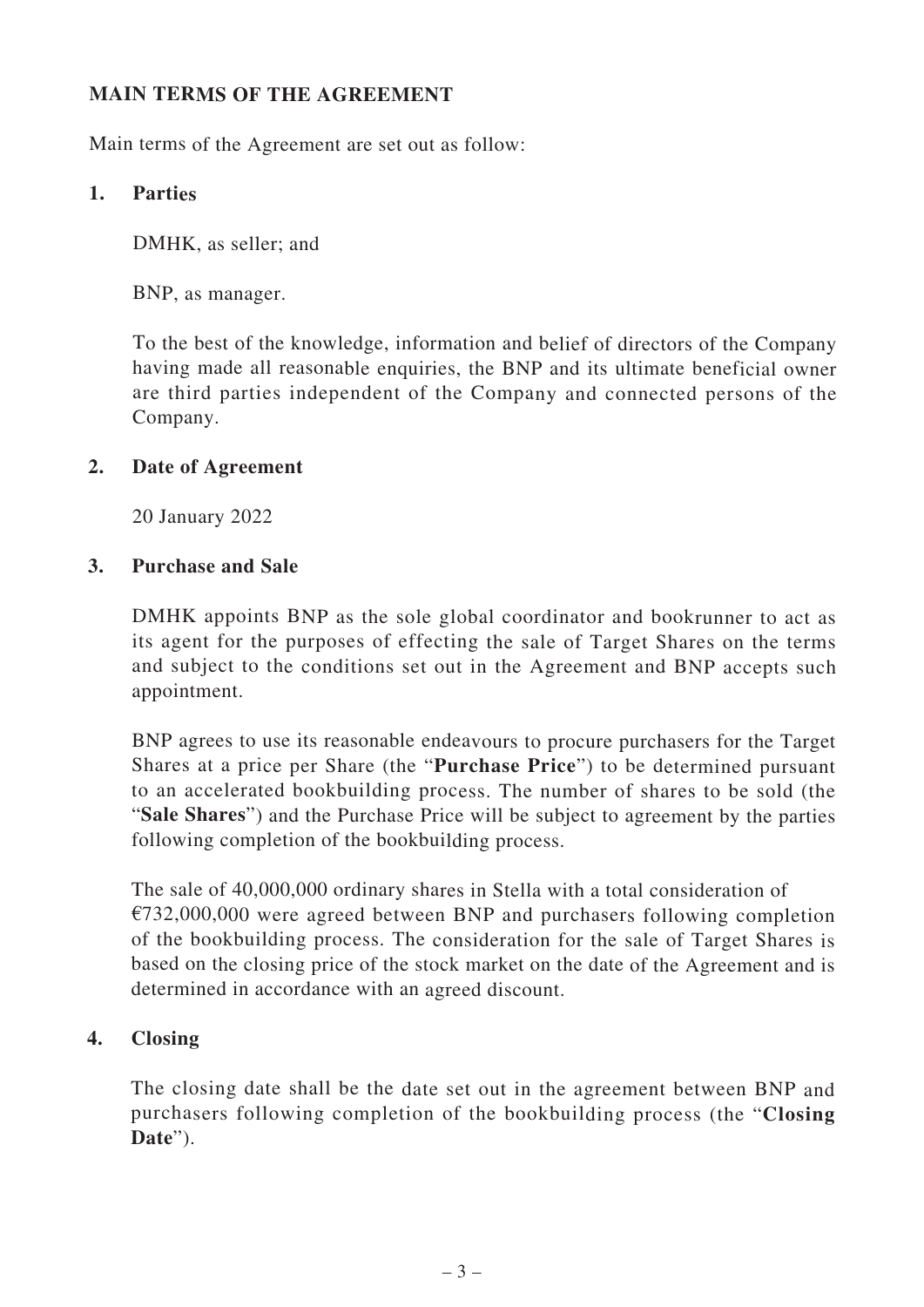## MAIN TERMS OF THE AGREEMENT

Main terms of the Agreement are set out as follow:

### 1. Parties

DMHK, as seller; and

BNP, as manager.

To the best of the knowledge, information and belief of directors of the Company having made all reasonable enquiries, the BNP and its ultimate beneficial owner are third parties independent of the Company and connected persons of the Company.

### 2. Date of Agreement

20 January 2022

### 3. Purchase and Sale

DMHK appoints BNP as the sole global coordinator and bookrunner to act as its agent for the purposes of effecting the sale of Target Shares on the terms and subject to the conditions set out in the Agreement and BNP accepts such appointment.

BNP agrees to use its reasonable endeavours to procure purchasers for the Target Shares at a price per Share (the "**Purchase Price**") to be determined pursuant to an accelerated bookbuilding process. The number of shares to be sold (the "**Sale Shares**") and the Purchase Price will be subject to agreement by the parties following completion of the bookbuilding process.

The sale of 40,000,000 ordinary shares in Stella with a total consideration of €732,000,000 were agreed between BNP and purchasers following completion of the bookbuilding process. The consideration for the sale of Target Shares is based on the closing price of the stock market on the date of the Agreement and is determined in accordance with an agreed discount.

### 4. Closing

The closing date shall be the date set out in the agreement between BNP and purchasers following completion of the bookbuilding process (the "**Closing Date**").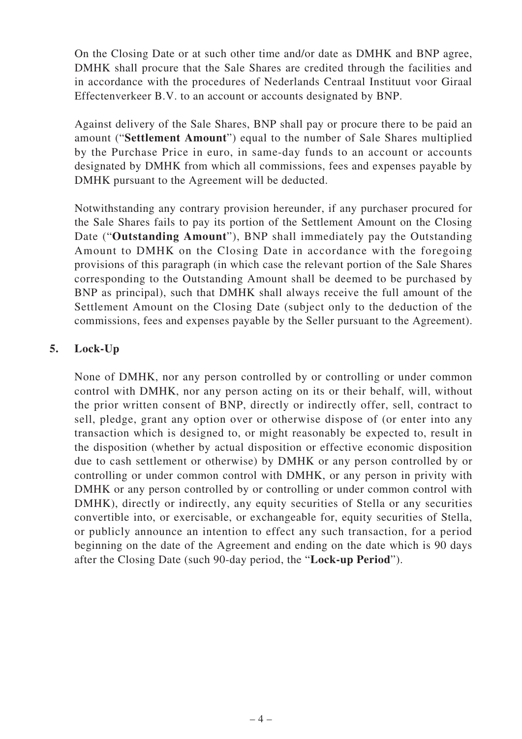On the Closing Date or at such other time and/or date as DMHK and BNP agree, DMHK shall procure that the Sale Shares are credited through the facilities and in accordance with the procedures of Nederlands Centraal Instituut voor Giraal Effectenverkeer B.V. to an account or accounts designated by BNP.

Against delivery of the Sale Shares, BNP shall pay or procure there to be paid an amount ("**Settlement Amount**") equal to the number of Sale Shares multiplied by the Purchase Price in euro, in same-day funds to an account or accounts designated by DMHK from which all commissions, fees and expenses payable by DMHK pursuant to the Agreement will be deducted.

Notwithstanding any contrary provision hereunder, if any purchaser procured for the Sale Shares fails to pay its portion of the Settlement Amount on the Closing Date ("**Outstanding Amount**"), BNP shall immediately pay the Outstanding Amount to DMHK on the Closing Date in accordance with the foregoing provisions of this paragraph (in which case the relevant portion of the Sale Shares corresponding to the Outstanding Amount shall be deemed to be purchased by BNP as principal), such that DMHK shall always receive the full amount of the Settlement Amount on the Closing Date (subject only to the deduction of the commissions, fees and expenses payable by the Seller pursuant to the Agreement).

## 5. Lock-Up

None of DMHK, nor any person controlled by or controlling or under common control with DMHK, nor any person acting on its or their behalf, will, without the prior written consent of BNP, directly or indirectly offer, sell, contract to sell, pledge, grant any option over or otherwise dispose of (or enter into any transaction which is designed to, or might reasonably be expected to, result in the disposition (whether by actual disposition or effective economic disposition due to cash settlement or otherwise) by DMHK or any person controlled by or controlling or under common control with DMHK, or any person in privity with DMHK or any person controlled by or controlling or under common control with DMHK), directly or indirectly, any equity securities of Stella or any securities convertible into, or exercisable, or exchangeable for, equity securities of Stella, or publicly announce an intention to effect any such transaction, for a period beginning on the date of the Agreement and ending on the date which is 90 days after the Closing Date (such 90-day period, the "**Lock-up Period**").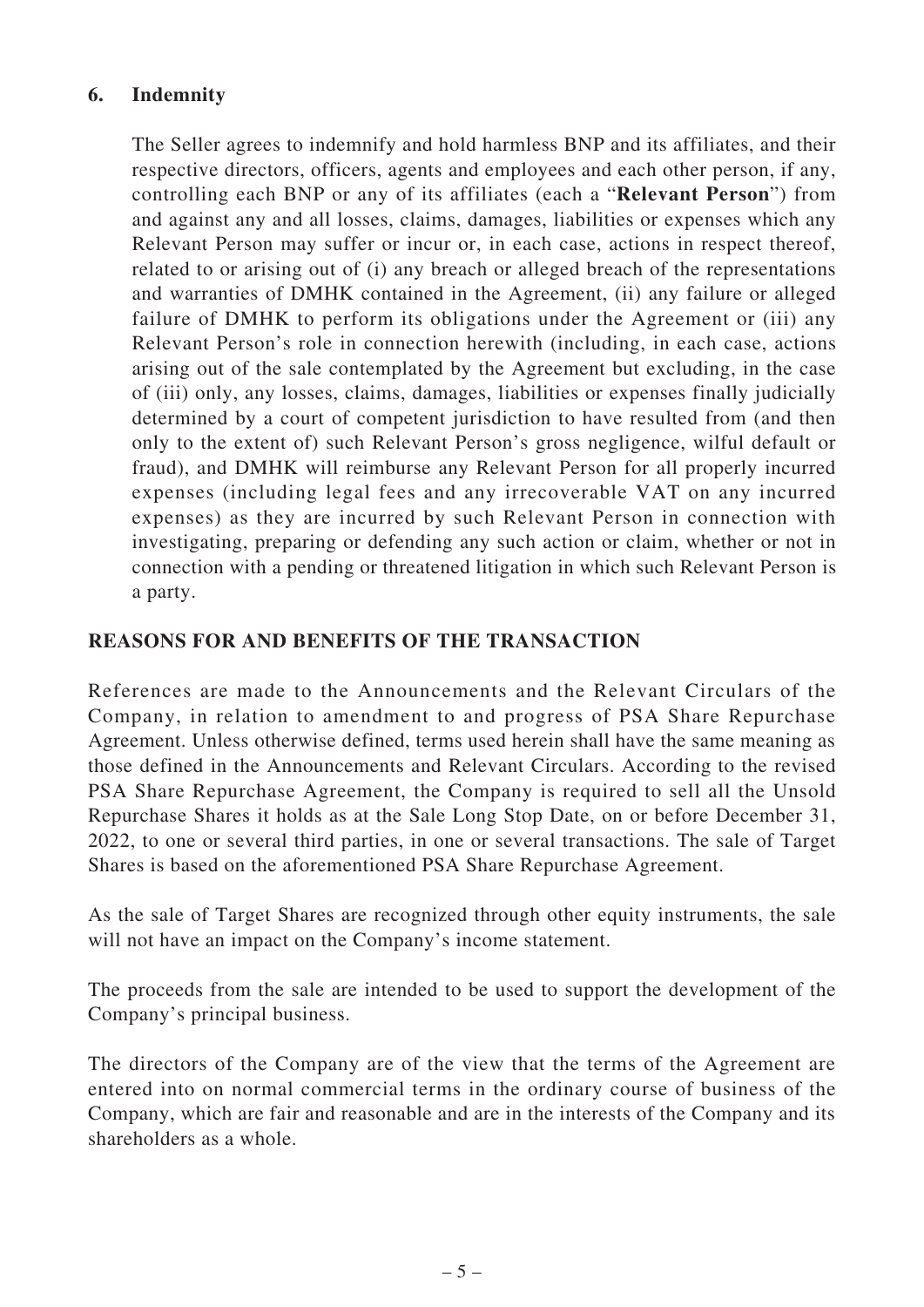### 6. Indemnity

The Seller agrees to indemnify and hold harmless BNP and its affiliates, and their respective directors, officers, agents and employees and each other person, if any, controlling each BNP or any of its affiliates (each a "**Relevant Person**") from and against any and all losses, claims, damages, liabilities or expenses which any Relevant Person may suffer or incur or, in each case, actions in respect thereof, related to or arising out of (i) any breach or alleged breach of the representations and warranties of DMHK contained in the Agreement, (ii) any failure or alleged failure of DMHK to perform its obligations under the Agreement or (iii) any Relevant Person's role in connection herewith (including, in each case, actions arising out of the sale contemplated by the Agreement but excluding, in the case of (iii) only, any losses, claims, damages, liabilities or expenses finally judicially determined by a court of competent jurisdiction to have resulted from (and then only to the extent of) such Relevant Person's gross negligence, wilful default or fraud), and DMHK will reimburse any Relevant Person for all properly incurred expenses (including legal fees and any irrecoverable VAT on any incurred expenses) as they are incurred by such Relevant Person in connection with investigating, preparing or defending any such action or claim, whether or not in connection with a pending or threatened litigation in which such Relevant Person is a party.

## REASONS FOR AND BENEFITS OF THE TRANSACTION

References are made to the Announcements and the Relevant Circulars of the Company, in relation to amendment to and progress of PSA Share Repurchase Agreement. Unless otherwise defined, terms used herein shall have the same meaning as those defined in the Announcements and Relevant Circulars. According to the revised PSA Share Repurchase Agreement, the Company is required to sell all the Unsold Repurchase Shares it holds as at the Sale Long Stop Date, on or before December 31, 2022, to one or several third parties, in one or several transactions. The sale of Target Shares is based on the aforementioned PSA Share Repurchase Agreement.

As the sale of Target Shares are recognized through other equity instruments, the sale will not have an impact on the Company's income statement.

The proceeds from the sale are intended to be used to support the development of the Company's principal business.

The directors of the Company are of the view that the terms of the Agreement are entered into on normal commercial terms in the ordinary course of business of the Company, which are fair and reasonable and are in the interests of the Company and its shareholders as a whole.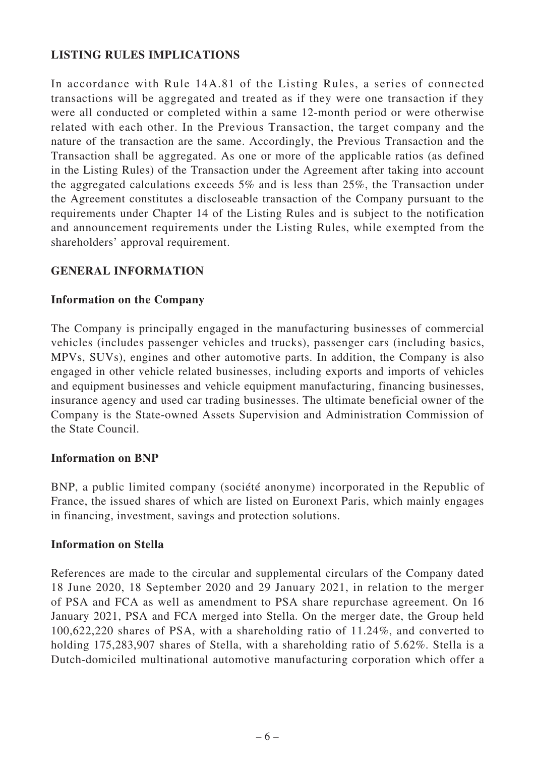## LISTING RULES IMPLICATIONS

In accordance with Rule 14A.81 of the Listing Rules, a series of connected transactions will be aggregated and treated as if they were one transaction if they were all conducted or completed within a same 12-month period or were otherwise related with each other. In the Previous Transaction, the target company and the nature of the transaction are the same. Accordingly, the Previous Transaction and the Transaction shall be aggregated. As one or more of the applicable ratios (as defined in the Listing Rules) of the Transaction under the Agreement after taking into account the aggregated calculations exceeds 5% and is less than 25%, the Transaction under the Agreement constitutes a discloseable transaction of the Company pursuant to the requirements under Chapter 14 of the Listing Rules and is subject to the notification and announcement requirements under the Listing Rules, while exempted from the shareholders' approval requirement.

## GENERAL INFORMATION

### Information on the Company

The Company is principally engaged in the manufacturing businesses of commercial vehicles (includes passenger vehicles and trucks), passenger cars (including basics, MPVs, SUVs), engines and other automotive parts. In addition, the Company is also engaged in other vehicle related businesses, including exports and imports of vehicles and equipment businesses and vehicle equipment manufacturing, financing businesses, insurance agency and used car trading businesses. The ultimate beneficial owner of the Company is the State-owned Assets Supervision and Administration Commission of the State Council.

### Information on BNP

BNP, a public limited company (société anonyme) incorporated in the Republic of France, the issued shares of which are listed on Euronext Paris, which mainly engages in financing, investment, savings and protection solutions.

### Information on Stella

References are made to the circular and supplemental circulars of the Company dated 18 June 2020, 18 September 2020 and 29 January 2021, in relation to the merger of PSA and FCA as well as amendment to PSA share repurchase agreement. On 16 January 2021, PSA and FCA merged into Stella. On the merger date, the Group held 100,622,220 shares of PSA, with a shareholding ratio of 11.24%, and converted to holding 175,283,907 shares of Stella, with a shareholding ratio of 5.62%. Stella is a Dutch-domiciled multinational automotive manufacturing corporation which offer a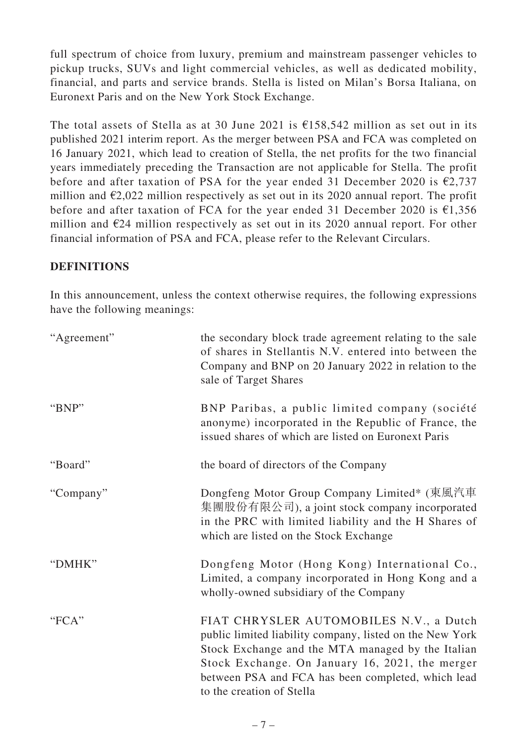full spectrum of choice from luxury, premium and mainstream passenger vehicles to pickup trucks, SUVs and light commercial vehicles, as well as dedicated mobility, financial, and parts and service brands. Stella is listed on Milan's Borsa Italiana, on Euronext Paris and on the New York Stock Exchange.

The total assets of Stella as at 30 June 2021 is €158,542 million as set out in its published 2021 interim report. As the merger between PSA and FCA was completed on 16 January 2021, which lead to creation of Stella, the net profits for the two financial years immediately preceding the Transaction are not applicable for Stella. The profit before and after taxation of PSA for the year ended 31 December 2020 is €2,737 million and €2,022 million respectively as set out in its 2020 annual report. The profit before and after taxation of FCA for the year ended 31 December 2020 is €1,356 million and €24 million respectively as set out in its 2020 annual report. For other financial information of PSA and FCA, please refer to the Relevant Circulars.

## DEFINITIONS

In this announcement, unless the context otherwise requires, the following expressions have the following meanings:

| | |
|---|---|
| "Agreement" | the secondary block trade agreement relating to the sale of shares in Stellantis N.V. entered into between the Company and BNP on 20 January 2022 in relation to the sale of Target Shares |
| "BNP" | BNP Paribas, a public limited company (société anonyme) incorporated in the Republic of France, the issued shares of which are listed on Euronext Paris |
| "Board" | the board of directors of the Company |
| "Company" | Dongfeng Motor Group Company Limited* (東風汽車集團股份有限公司), a joint stock company incorporated in the PRC with limited liability and the H Shares of which are listed on the Stock Exchange |
| "DMHK" | Dongfeng Motor (Hong Kong) International Co., Limited, a company incorporated in Hong Kong and a wholly-owned subsidiary of the Company |
| "FCA" | FIAT CHRYSLER AUTOMOBILES N.V., a Dutch public limited liability company, listed on the New York Stock Exchange and the MTA managed by the Italian Stock Exchange. On January 16, 2021, the merger between PSA and FCA has been completed, which lead to the creation of Stella |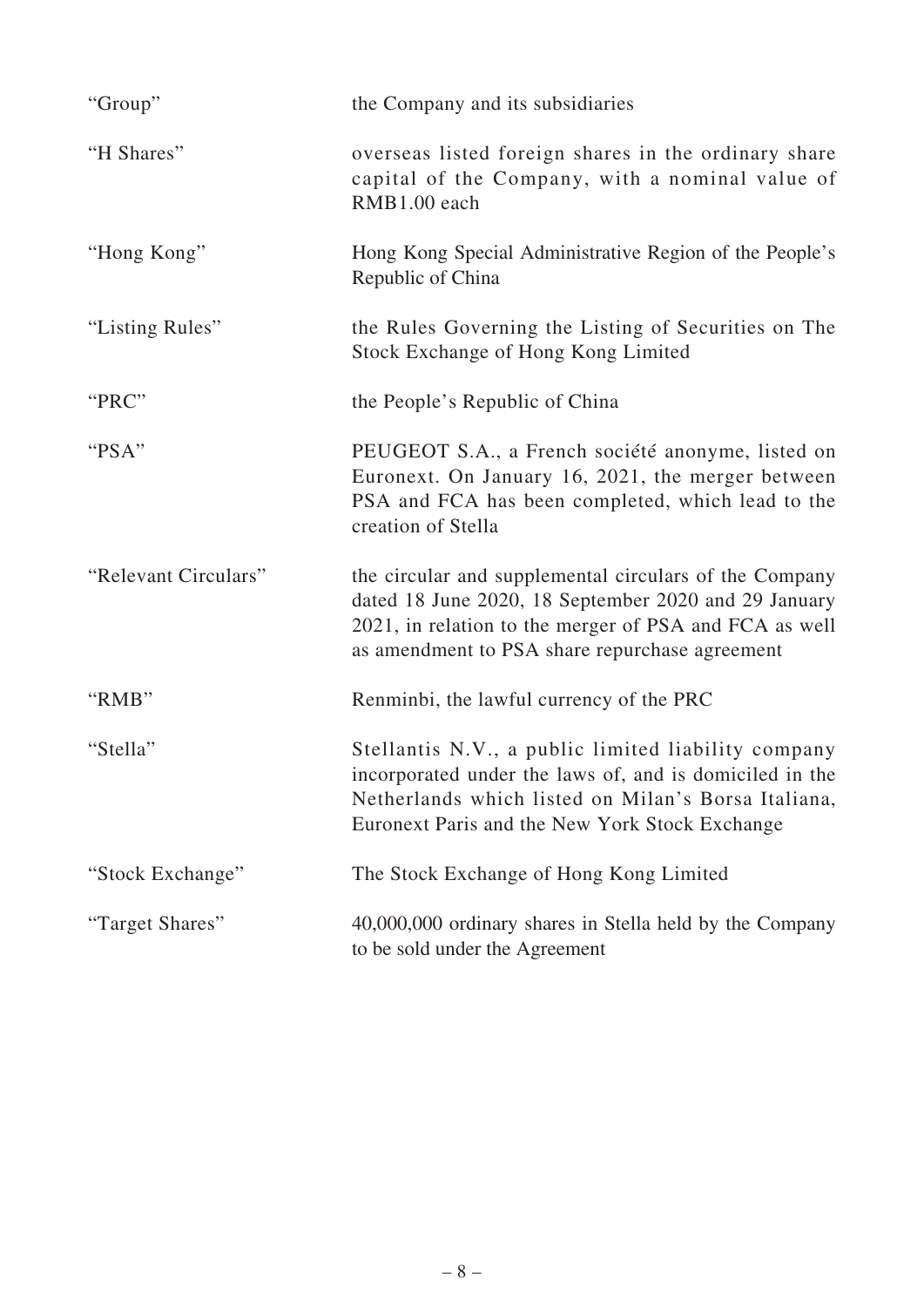| | |
|---|---|
| "Group" | the Company and its subsidiaries |
| "H Shares" | overseas listed foreign shares in the ordinary share capital of the Company, with a nominal value of RMB1.00 each |
| "Hong Kong" | Hong Kong Special Administrative Region of the People's Republic of China |
| "Listing Rules" | the Rules Governing the Listing of Securities on The Stock Exchange of Hong Kong Limited |
| "PRC" | the People's Republic of China |
| "PSA" | PEUGEOT S.A., a French société anonyme, listed on Euronext. On January 16, 2021, the merger between PSA and FCA has been completed, which lead to the creation of Stella |
| "Relevant Circulars" | the circular and supplemental circulars of the Company dated 18 June 2020, 18 September 2020 and 29 January 2021, in relation to the merger of PSA and FCA as well as amendment to PSA share repurchase agreement |
| "RMB" | Renminbi, the lawful currency of the PRC |
| "Stella" | Stellantis N.V., a public limited liability company incorporated under the laws of, and is domiciled in the Netherlands which listed on Milan's Borsa Italiana, Euronext Paris and the New York Stock Exchange |
| "Stock Exchange" | The Stock Exchange of Hong Kong Limited |
| "Target Shares" | 40,000,000 ordinary shares in Stella held by the Company to be sold under the Agreement |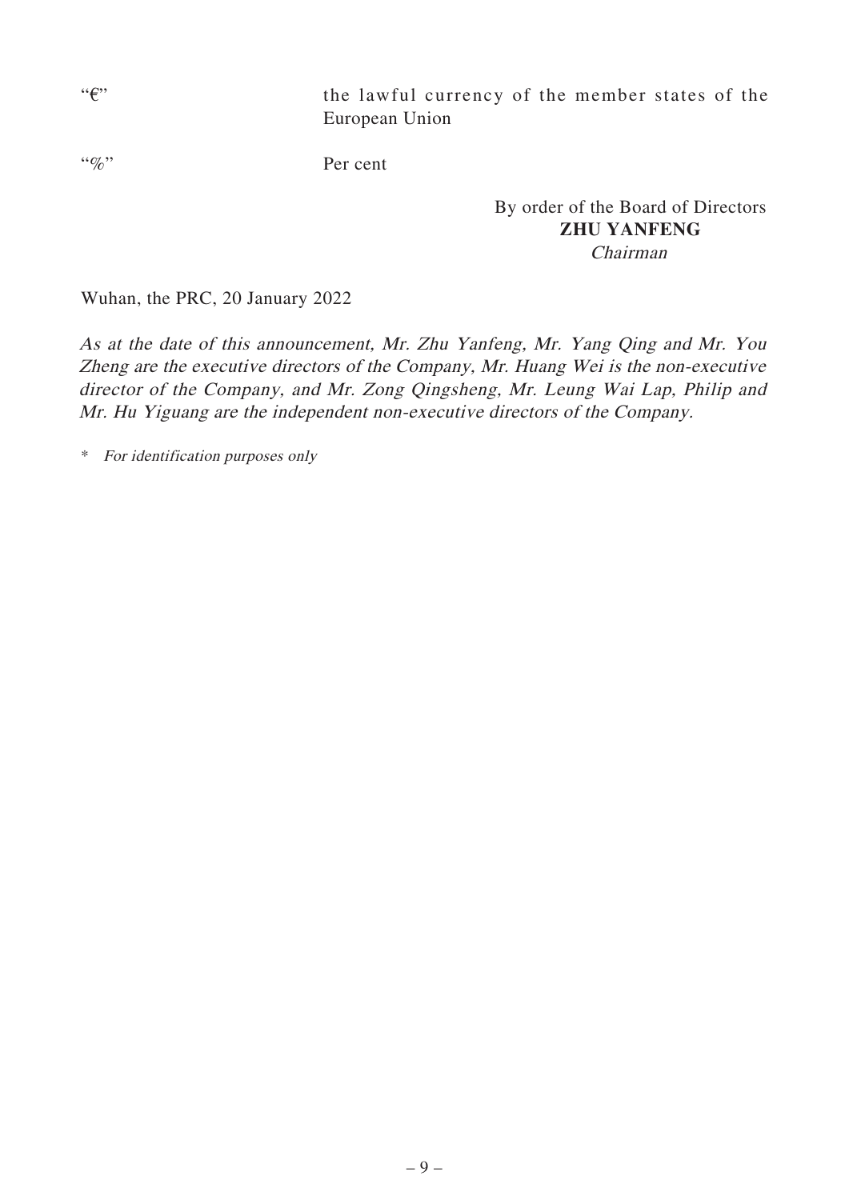| | |
|---|---|
| "€" | the lawful currency of the member states of the European Union |
| "%" | Per cent |

By order of the Board of Directors
**ZHU YANFENG**
*Chairman*

Wuhan, the PRC, 20 January 2022

*As at the date of this announcement, Mr. Zhu Yanfeng, Mr. Yang Qing and Mr. You Zheng are the executive directors of the Company, Mr. Huang Wei is the non-executive director of the Company, and Mr. Zong Qingsheng, Mr. Leung Wai Lap, Philip and Mr. Hu Yiguang are the independent non-executive directors of the Company.*

\* *For identification purposes only*